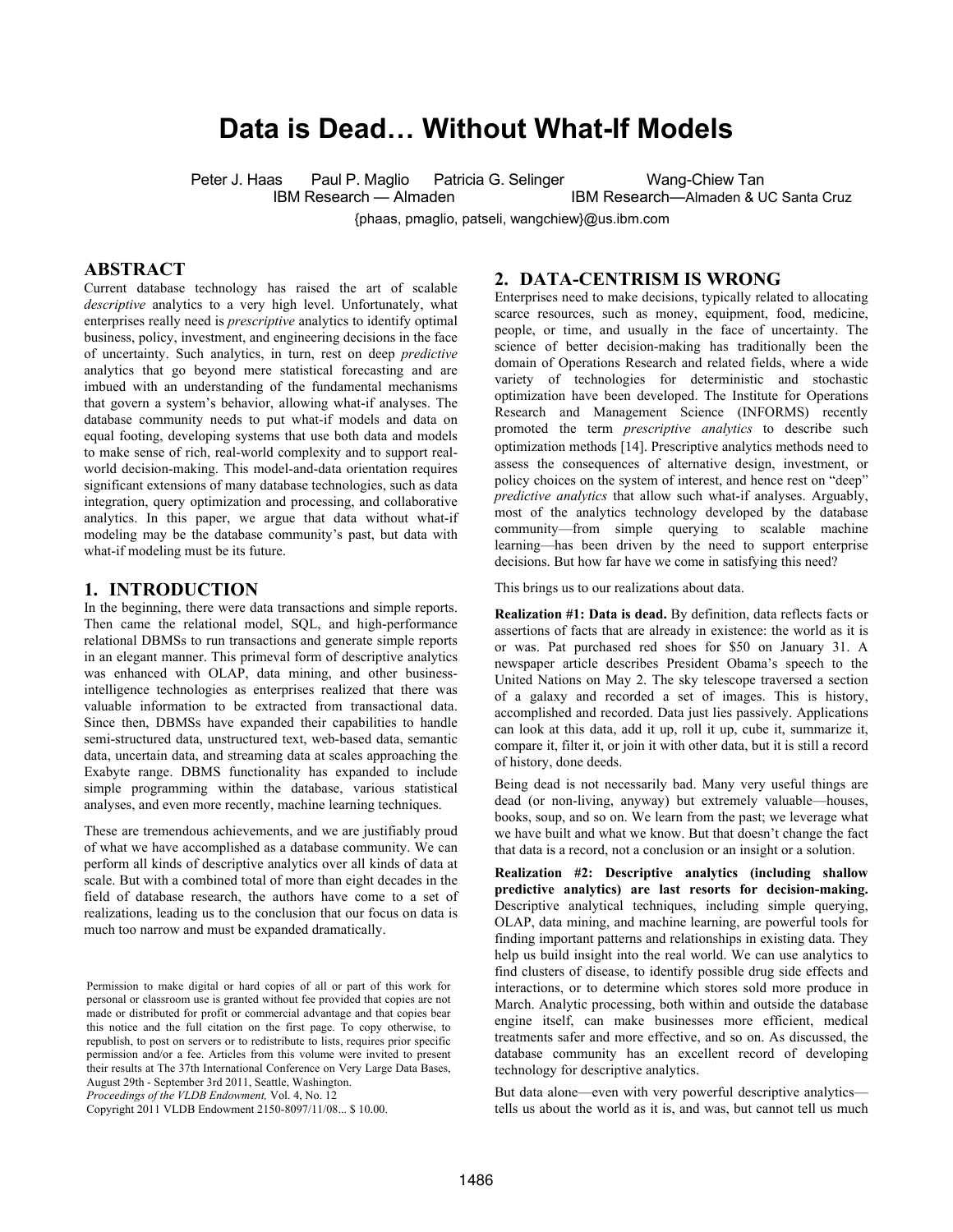# Data is Dead… Without What-If Models

Peter J. Haas Paul P. Maglio Patricia G. Selinger Wang-Chiew Tan
IBM Research — Almaden IBM Research—Almaden & UC Santa Cruz

{phaas, pmaglio, patseli, wangchiew}@us.ibm.com

## ABSTRACT

Current database technology has raised the art of scalable *descriptive* analytics to a very high level. Unfortunately, what enterprises really need is *prescriptive* analytics to identify optimal business, policy, investment, and engineering decisions in the face of uncertainty. Such analytics, in turn, rest on deep *predictive* analytics that go beyond mere statistical forecasting and are imbued with an understanding of the fundamental mechanisms that govern a system's behavior, allowing what-if analyses. The database community needs to put what-if models and data on equal footing, developing systems that use both data and models to make sense of rich, real-world complexity and to support real-world decision-making. This model-and-data orientation requires significant extensions of many database technologies, such as data integration, query optimization and processing, and collaborative analytics. In this paper, we argue that data without what-if modeling may be the database community's past, but data with what-if modeling must be its future.

## 1. INTRODUCTION

In the beginning, there were data transactions and simple reports. Then came the relational model, SQL, and high-performance relational DBMSs to run transactions and generate simple reports in an elegant manner. This primeval form of descriptive analytics was enhanced with OLAP, data mining, and other business-intelligence technologies as enterprises realized that there was valuable information to be extracted from transactional data. Since then, DBMSs have expanded their capabilities to handle semi-structured data, unstructured text, web-based data, semantic data, uncertain data, and streaming data at scales approaching the Exabyte range. DBMS functionality has expanded to include simple programming within the database, various statistical analyses, and even more recently, machine learning techniques.

These are tremendous achievements, and we are justifiably proud of what we have accomplished as a database community. We can perform all kinds of descriptive analytics over all kinds of data at scale. But with a combined total of more than eight decades in the field of database research, the authors have come to a set of realizations, leading us to the conclusion that our focus on data is much too narrow and must be expanded dramatically.

Permission to make digital or hard copies of all or part of this work for personal or classroom use is granted without fee provided that copies are not made or distributed for profit or commercial advantage and that copies bear this notice and the full citation on the first page. To copy otherwise, to republish, to post on servers or to redistribute to lists, requires prior specific permission and/or a fee. Articles from this volume were invited to present their results at The 37th International Conference on Very Large Data Bases, August 29th - September 3rd 2011, Seattle, Washington.
*Proceedings of the VLDB Endowment,* Vol. 4, No. 12
Copyright 2011 VLDB Endowment 2150-8097/11/08... $ 10.00.

## 2. DATA-CENTRISM IS WRONG

Enterprises need to make decisions, typically related to allocating scarce resources, such as money, equipment, food, medicine, people, or time, and usually in the face of uncertainty. The science of better decision-making has traditionally been the domain of Operations Research and related fields, where a wide variety of technologies for deterministic and stochastic optimization have been developed. The Institute for Operations Research and Management Science (INFORMS) recently promoted the term *prescriptive analytics* to describe such optimization methods [14]. Prescriptive analytics methods need to assess the consequences of alternative design, investment, or policy choices on the system of interest, and hence rest on "deep" *predictive analytics* that allow such what-if analyses. Arguably, most of the analytics technology developed by the database community—from simple querying to scalable machine learning—has been driven by the need to support enterprise decisions. But how far have we come in satisfying this need?

This brings us to our realizations about data.

**Realization #1: Data is dead.** By definition, data reflects facts or assertions of facts that are already in existence: the world as it is or was. Pat purchased red shoes for $50 on January 31. A newspaper article describes President Obama's speech to the United Nations on May 2. The sky telescope traversed a section of a galaxy and recorded a set of images. This is history, accomplished and recorded. Data just lies passively. Applications can look at this data, add it up, roll it up, cube it, summarize it, compare it, filter it, or join it with other data, but it is still a record of history, done deeds.

Being dead is not necessarily bad. Many very useful things are dead (or non-living, anyway) but extremely valuable—houses, books, soup, and so on. We learn from the past; we leverage what we have built and what we know. But that doesn't change the fact that data is a record, not a conclusion or an insight or a solution.

**Realization #2: Descriptive analytics (including shallow predictive analytics) are last resorts for decision-making.** Descriptive analytical techniques, including simple querying, OLAP, data mining, and machine learning, are powerful tools for finding important patterns and relationships in existing data. They help us build insight into the real world. We can use analytics to find clusters of disease, to identify possible drug side effects and interactions, or to determine which stores sold more produce in March. Analytic processing, both within and outside the database engine itself, can make businesses more efficient, medical treatments safer and more effective, and so on. As discussed, the database community has an excellent record of developing technology for descriptive analytics.

But data alone—even with very powerful descriptive analytics—tells us about the world as it is, and was, but cannot tell us much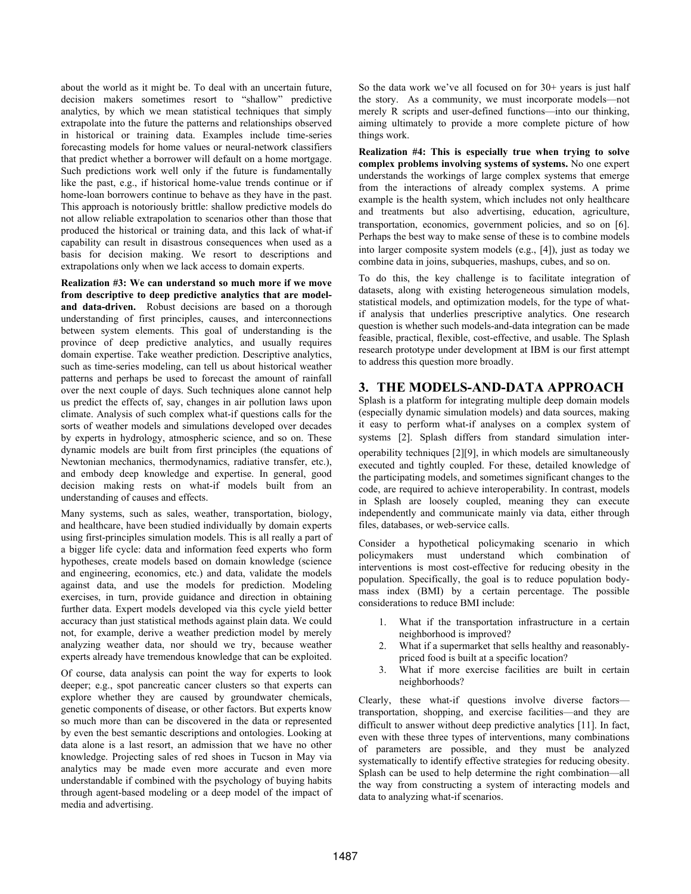about the world as it might be. To deal with an uncertain future, decision makers sometimes resort to "shallow" predictive analytics, by which we mean statistical techniques that simply extrapolate into the future the patterns and relationships observed in historical or training data. Examples include time-series forecasting models for home values or neural-network classifiers that predict whether a borrower will default on a home mortgage. Such predictions work well only if the future is fundamentally like the past, e.g., if historical home-value trends continue or if home-loan borrowers continue to behave as they have in the past. This approach is notoriously brittle: shallow predictive models do not allow reliable extrapolation to scenarios other than those that produced the historical or training data, and this lack of what-if capability can result in disastrous consequences when used as a basis for decision making. We resort to descriptions and extrapolations only when we lack access to domain experts.

**Realization #3: We can understand so much more if we move from descriptive to deep predictive analytics that are model- and data-driven.** Robust decisions are based on a thorough understanding of first principles, causes, and interconnections between system elements. This goal of understanding is the province of deep predictive analytics, and usually requires domain expertise. Take weather prediction. Descriptive analytics, such as time-series modeling, can tell us about historical weather patterns and perhaps be used to forecast the amount of rainfall over the next couple of days. Such techniques alone cannot help us predict the effects of, say, changes in air pollution laws upon climate. Analysis of such complex what-if questions calls for the sorts of weather models and simulations developed over decades by experts in hydrology, atmospheric science, and so on. These dynamic models are built from first principles (the equations of Newtonian mechanics, thermodynamics, radiative transfer, etc.), and embody deep knowledge and expertise. In general, good decision making rests on what-if models built from an understanding of causes and effects.

Many systems, such as sales, weather, transportation, biology, and healthcare, have been studied individually by domain experts using first-principles simulation models. This is all really a part of a bigger life cycle: data and information feed experts who form hypotheses, create models based on domain knowledge (science and engineering, economics, etc.) and data, validate the models against data, and use the models for prediction. Modeling exercises, in turn, provide guidance and direction in obtaining further data. Expert models developed via this cycle yield better accuracy than just statistical methods against plain data. We could not, for example, derive a weather prediction model by merely analyzing weather data, nor should we try, because weather experts already have tremendous knowledge that can be exploited.

Of course, data analysis can point the way for experts to look deeper; e.g., spot pancreatic cancer clusters so that experts can explore whether they are caused by groundwater chemicals, genetic components of disease, or other factors. But experts know so much more than can be discovered in the data or represented by even the best semantic descriptions and ontologies. Looking at data alone is a last resort, an admission that we have no other knowledge. Projecting sales of red shoes in Tucson in May via analytics may be made even more accurate and even more understandable if combined with the psychology of buying habits through agent-based modeling or a deep model of the impact of media and advertising.

So the data work we've all focused on for 30+ years is just half the story. As a community, we must incorporate models—not merely R scripts and user-defined functions—into our thinking, aiming ultimately to provide a more complete picture of how things work.

**Realization #4: This is especially true when trying to solve complex problems involving systems of systems.** No one expert understands the workings of large complex systems that emerge from the interactions of already complex systems. A prime example is the health system, which includes not only healthcare and treatments but also advertising, education, agriculture, transportation, economics, government policies, and so on [6]. Perhaps the best way to make sense of these is to combine models into larger composite system models (e.g., [4]), just as today we combine data in joins, subqueries, mashups, cubes, and so on.

To do this, the key challenge is to facilitate integration of datasets, along with existing heterogeneous simulation models, statistical models, and optimization models, for the type of what-if analysis that underlies prescriptive analytics. One research question is whether such models-and-data integration can be made feasible, practical, flexible, cost-effective, and usable. The Splash research prototype under development at IBM is our first attempt to address this question more broadly.

## 3. THE MODELS-AND-DATA APPROACH

Splash is a platform for integrating multiple deep domain models (especially dynamic simulation models) and data sources, making it easy to perform what-if analyses on a complex system of systems [2]. Splash differs from standard simulation interoperability techniques [2][9], in which models are simultaneously executed and tightly coupled. For these, detailed knowledge of the participating models, and sometimes significant changes to the code, are required to achieve interoperability. In contrast, models in Splash are loosely coupled, meaning they can execute independently and communicate mainly via data, either through files, databases, or web-service calls.

Consider a hypothetical policymaking scenario in which policymakers must understand which combination of interventions is most cost-effective for reducing obesity in the population. Specifically, the goal is to reduce population body-mass index (BMI) by a certain percentage. The possible considerations to reduce BMI include:

1. What if the transportation infrastructure in a certain neighborhood is improved?
2. What if a supermarket that sells healthy and reasonably-priced food is built at a specific location?
3. What if more exercise facilities are built in certain neighborhoods?

Clearly, these what-if questions involve diverse factors—transportation, shopping, and exercise facilities—and they are difficult to answer without deep predictive analytics [11]. In fact, even with these three types of interventions, many combinations of parameters are possible, and they must be analyzed systematically to identify effective strategies for reducing obesity. Splash can be used to help determine the right combination—all the way from constructing a system of interacting models and data to analyzing what-if scenarios.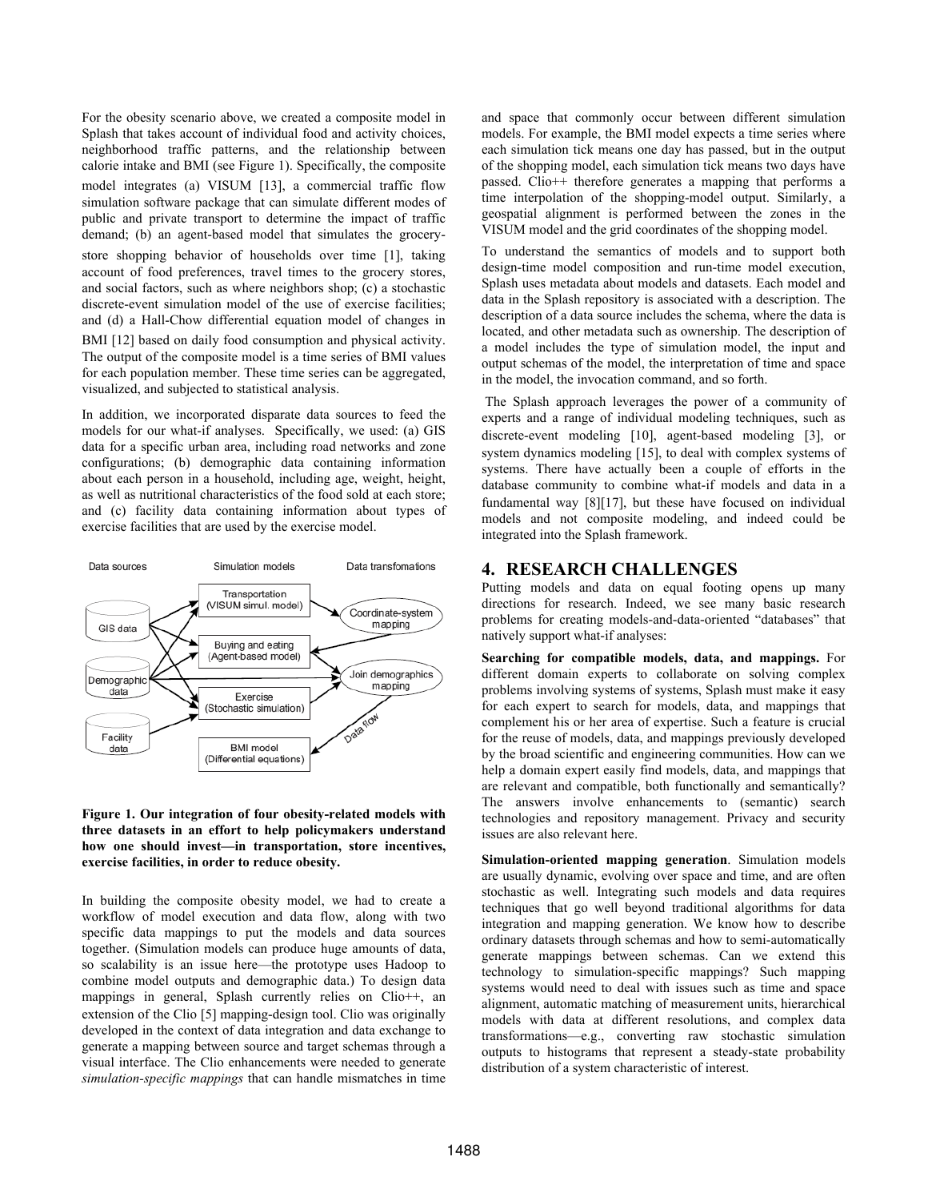For the obesity scenario above, we created a composite model in Splash that takes account of individual food and activity choices, neighborhood traffic patterns, and the relationship between calorie intake and BMI (see Figure 1). Specifically, the composite model integrates (a) VISUM [13], a commercial traffic flow simulation software package that can simulate different modes of public and private transport to determine the impact of traffic demand; (b) an agent-based model that simulates the grocery-store shopping behavior of households over time [1], taking account of food preferences, travel times to the grocery stores, and social factors, such as where neighbors shop; (c) a stochastic discrete-event simulation model of the use of exercise facilities; and (d) a Hall-Chow differential equation model of changes in BMI [12] based on daily food consumption and physical activity. The output of the composite model is a time series of BMI values for each population member. These time series can be aggregated, visualized, and subjected to statistical analysis.

In addition, we incorporated disparate data sources to feed the models for our what-if analyses. Specifically, we used: (a) GIS data for a specific urban area, including road networks and zone configurations; (b) demographic data containing information about each person in a household, including age, weight, height, as well as nutritional characteristics of the food sold at each store; and (c) facility data containing information about types of exercise facilities that are used by the exercise model.

**Figure 1. Our integration of four obesity-related models with three datasets in an effort to help policymakers understand how one should invest—in transportation, store incentives, exercise facilities, in order to reduce obesity.**

In building the composite obesity model, we had to create a workflow of model execution and data flow, along with two specific data mappings to put the models and data sources together. (Simulation models can produce huge amounts of data, so scalability is an issue here—the prototype uses Hadoop to combine model outputs and demographic data.) To design data mappings in general, Splash currently relies on Clio++, an extension of the Clio [5] mapping-design tool. Clio was originally developed in the context of data integration and data exchange to generate a mapping between source and target schemas through a visual interface. The Clio enhancements were needed to generate *simulation-specific mappings* that can handle mismatches in time and space that commonly occur between different simulation models. For example, the BMI model expects a time series where each simulation tick means one day has passed, but in the output of the shopping model, each simulation tick means two days have passed. Clio++ therefore generates a mapping that performs a time interpolation of the shopping-model output. Similarly, a geospatial alignment is performed between the zones in the VISUM model and the grid coordinates of the shopping model.

To understand the semantics of models and to support both design-time model composition and run-time model execution, Splash uses metadata about models and datasets. Each model and data in the Splash repository is associated with a description. The description of a data source includes the schema, where the data is located, and other metadata such as ownership. The description of a model includes the type of simulation model, the input and output schemas of the model, the interpretation of time and space in the model, the invocation command, and so forth.

The Splash approach leverages the power of a community of experts and a range of individual modeling techniques, such as discrete-event modeling [10], agent-based modeling [3], or system dynamics modeling [15], to deal with complex systems of systems. There have actually been a couple of efforts in the database community to combine what-if models and data in a fundamental way [8][17], but these have focused on individual models and not composite modeling, and indeed could be integrated into the Splash framework.

## 4. RESEARCH CHALLENGES

Putting models and data on equal footing opens up many directions for research. Indeed, we see many basic research problems for creating models-and-data-oriented "databases" that natively support what-if analyses:

**Searching for compatible models, data, and mappings.** For different domain experts to collaborate on solving complex problems involving systems of systems, Splash must make it easy for each expert to search for models, data, and mappings that complement his or her area of expertise. Such a feature is crucial for the reuse of models, data, and mappings previously developed by the broad scientific and engineering communities. How can we help a domain expert easily find models, data, and mappings that are relevant and compatible, both functionally and semantically? The answers involve enhancements to (semantic) search technologies and repository management. Privacy and security issues are also relevant here.

**Simulation-oriented mapping generation**. Simulation models are usually dynamic, evolving over space and time, and are often stochastic as well. Integrating such models and data requires techniques that go well beyond traditional algorithms for data integration and mapping generation. We know how to describe ordinary datasets through schemas and how to semi-automatically generate mappings between schemas. Can we extend this technology to simulation-specific mappings? Such mapping systems would need to deal with issues such as time and space alignment, automatic matching of measurement units, hierarchical models with data at different resolutions, and complex data transformations—e.g., converting raw stochastic simulation outputs to histograms that represent a steady-state probability distribution of a system characteristic of interest.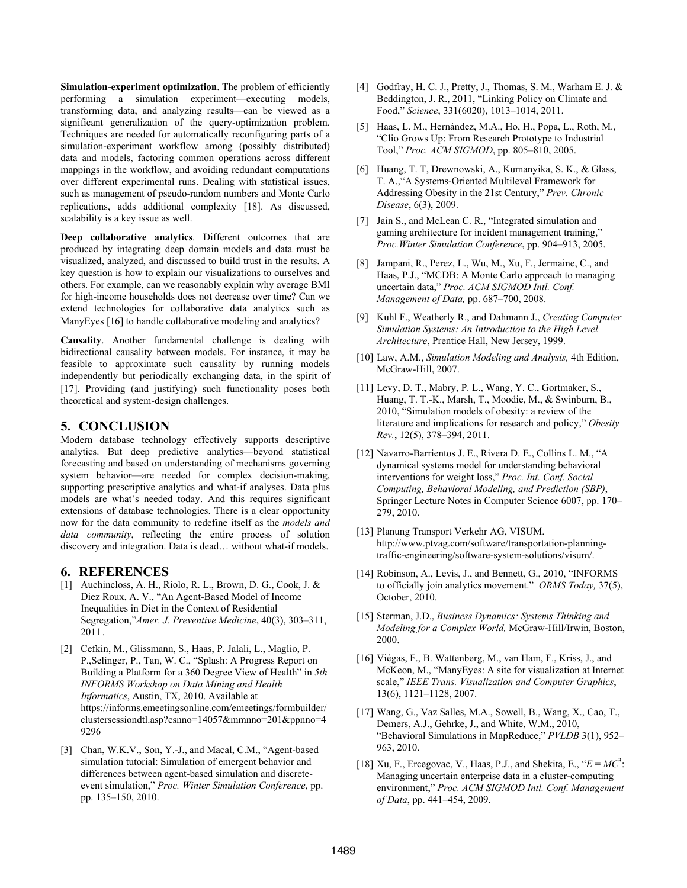**Simulation-experiment optimization**. The problem of efficiently performing a simulation experiment—executing models, transforming data, and analyzing results—can be viewed as a significant generalization of the query-optimization problem. Techniques are needed for automatically reconfiguring parts of a simulation-experiment workflow among (possibly distributed) data and models, factoring common operations across different mappings in the workflow, and avoiding redundant computations over different experimental runs. Dealing with statistical issues, such as management of pseudo-random numbers and Monte Carlo replications, adds additional complexity [18]. As discussed, scalability is a key issue as well.

**Deep collaborative analytics**. Different outcomes that are produced by integrating deep domain models and data must be visualized, analyzed, and discussed to build trust in the results. A key question is how to explain our visualizations to ourselves and others. For example, can we reasonably explain why average BMI for high-income households does not decrease over time? Can we extend technologies for collaborative data analytics such as ManyEyes [16] to handle collaborative modeling and analytics?

**Causality**. Another fundamental challenge is dealing with bidirectional causality between models. For instance, it may be feasible to approximate such causality by running models independently but periodically exchanging data, in the spirit of [17]. Providing (and justifying) such functionality poses both theoretical and system-design challenges.

## 5. CONCLUSION

Modern database technology effectively supports descriptive analytics. But deep predictive analytics—beyond statistical forecasting and based on understanding of mechanisms governing system behavior—are needed for complex decision-making, supporting prescriptive analytics and what-if analyses. Data plus models are what's needed today. And this requires significant extensions of database technologies. There is a clear opportunity now for the data community to redefine itself as the *models and data community*, reflecting the entire process of solution discovery and integration. Data is dead… without what-if models.

## 6. REFERENCES

[1] Auchincloss, A. H., Riolo, R. L., Brown, D. G., Cook, J. & Diez Roux, A. V., "An Agent-Based Model of Income Inequalities in Diet in the Context of Residential Segregation,"*Amer. J. Preventive Medicine*, 40(3), 303–311, 2011 .

[2] Cefkin, M., Glissmann, S., Haas, P. Jalali, L., Maglio, P. P.,Selinger, P., Tan, W. C., "Splash: A Progress Report on Building a Platform for a 360 Degree View of Health" in *5th INFORMS Workshop on Data Mining and Health Informatics*, Austin, TX, 2010. Available at https://informs.emeetingsonline.com/emeetings/formbuilder/clustersessiondtl.asp?csnno=14057&mmnno=201&ppnno=49296

[3] Chan, W.K.V., Son, Y.-J., and Macal, C.M., "Agent-based simulation tutorial: Simulation of emergent behavior and differences between agent-based simulation and discrete-event simulation," *Proc. Winter Simulation Conference*, pp. pp. 135–150, 2010.

[4] Godfray, H. C. J., Pretty, J., Thomas, S. M., Warham E. J. & Beddington, J. R., 2011, "Linking Policy on Climate and Food," *Science*, 331(6020), 1013–1014, 2011.

[5] Haas, L. M., Hernández, M.A., Ho, H., Popa, L., Roth, M., "Clio Grows Up: From Research Prototype to Industrial Tool," *Proc. ACM SIGMOD*, pp. 805–810, 2005.

[6] Huang, T. T, Drewnowski, A., Kumanyika, S. K., & Glass, T. A.,"A Systems-Oriented Multilevel Framework for Addressing Obesity in the 21st Century," *Prev. Chronic Disease*, 6(3), 2009.

[7] Jain S., and McLean C. R., "Integrated simulation and gaming architecture for incident management training," *Proc.Winter Simulation Conference*, pp. 904–913, 2005.

[8] Jampani, R., Perez, L., Wu, M., Xu, F., Jermaine, C., and Haas, P.J., "MCDB: A Monte Carlo approach to managing uncertain data," *Proc. ACM SIGMOD Intl. Conf. Management of Data,* pp. 687–700, 2008.

[9] Kuhl F., Weatherly R., and Dahmann J., *Creating Computer Simulation Systems: An Introduction to the High Level Architecture*, Prentice Hall, New Jersey, 1999.

[10] Law, A.M., *Simulation Modeling and Analysis,* 4th Edition, McGraw-Hill, 2007.

[11] Levy, D. T., Mabry, P. L., Wang, Y. C., Gortmaker, S., Huang, T. T.-K., Marsh, T., Moodie, M., & Swinburn, B., 2010, "Simulation models of obesity: a review of the literature and implications for research and policy," *Obesity Rev.*, 12(5), 378–394, 2011.

[12] Navarro-Barrientos J. E., Rivera D. E., Collins L. M., "A dynamical systems model for understanding behavioral interventions for weight loss," *Proc. Int. Conf. Social Computing, Behavioral Modeling, and Prediction (SBP)*, Springer Lecture Notes in Computer Science 6007, pp. 170–279, 2010.

[13] Planung Transport Verkehr AG, VISUM. http://www.ptvag.com/software/transportation-planning-traffic-engineering/software-system-solutions/visum/.

[14] Robinson, A., Levis, J., and Bennett, G., 2010, "INFORMS to officially join analytics movement." *ORMS Today,* 37(5), October, 2010.

[15] Sterman, J.D., *Business Dynamics: Systems Thinking and Modeling for a Complex World,* McGraw-Hill/Irwin, Boston, 2000.

[16] Viégas, F., B. Wattenberg, M., van Ham, F., Kriss, J., and McKeon, M., "ManyEyes: A site for visualization at Internet scale," *IEEE Trans. Visualization and Computer Graphics*, 13(6), 1121–1128, 2007.

[17] Wang, G., Vaz Salles, M.A., Sowell, B., Wang, X., Cao, T., Demers, A.J., Gehrke, J., and White, W.M., 2010, "Behavioral Simulations in MapReduce," *PVLDB* 3(1), 952–963, 2010.

[18] Xu, F., Ercegovac, V., Haas, P.J., and Shekita, E., "$E = MC^3$: Managing uncertain enterprise data in a cluster-computing environment," *Proc. ACM SIGMOD Intl. Conf. Management of Data*, pp. 441–454, 2009.